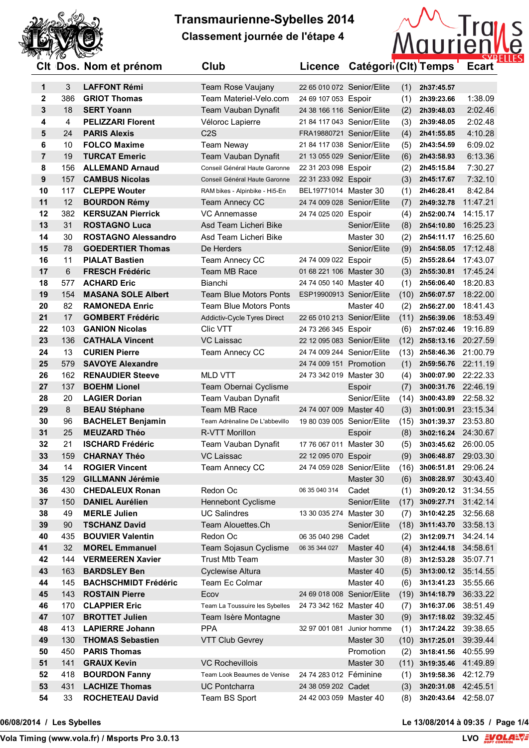# Transmaurienne-Sybelles 2014

## Classement journée de l'étape 4

| Clt | Dos. | Nom et prénom | Club | Licence | Catégorie | (Clt) | Temps | Ecart |
|---|---|---|---|---|---|---|---|---|
| 1 | 3 | **LAFFONT Rémi** | Team Rose Vaujany | 22 65 010 072 | Senior/Elite | (1) | 2h37:45.57 | |
| 2 | 386 | **GRIOT Thomas** | Team Materiel-Velo.com | 24 69 107 053 | Espoir | (1) | 2h39:23.66 | 1:38.09 |
| 3 | 18 | **SERT Yoann** | Team Vauban Dynafit | 24 38 166 116 | Senior/Elite | (2) | 2h39:48.03 | 2:02.46 |
| 4 | 4 | **PELIZZARI Florent** | Véloroc Lapierre | 21 84 117 043 | Senior/Elite | (3) | 2h39:48.05 | 2:02.48 |
| 5 | 24 | **PARIS Alexis** | C2S | FRA19880721 | Senior/Elite | (4) | 2h41:55.85 | 4:10.28 |
| 6 | 10 | **FOLCO Maxime** | Team Neway | 21 84 117 038 | Senior/Elite | (5) | 2h43:54.59 | 6:09.02 |
| 7 | 19 | **TURCAT Emeric** | Team Vauban Dynafit | 21 13 055 029 | Senior/Elite | (6) | 2h43:58.93 | 6:13.36 |
| 8 | 156 | **ALLEMAND Arnaud** | Conseil Général Haute Garonne | 22 31 203 098 | Espoir | (2) | 2h45:15.84 | 7:30.27 |
| 9 | 157 | **CAMBUS Nicolas** | Conseil Général Haute Garonne | 22 31 233 092 | Espoir | (3) | 2h45:17.67 | 7:32.10 |
| 10 | 117 | **CLEPPE Wouter** | RAM bikes - Alpinbike - Hi5-En | BEL19771014 | Master 30 | (1) | 2h46:28.41 | 8:42.84 |
| 11 | 12 | **BOURDON Rémy** | Team Annecy CC | 24 74 009 028 | Senior/Elite | (7) | 2h49:32.78 | 11:47.21 |
| 12 | 382 | **KERSUZAN Pierrick** | VC Annemasse | 24 74 025 020 | Espoir | (4) | 2h52:00.74 | 14:15.17 |
| 13 | 31 | **ROSTAGNO Luca** | Asd Team Licheri Bike | | Senior/Elite | (8) | 2h54:10.80 | 16:25.23 |
| 14 | 30 | **ROSTAGNO Alessandro** | Asd Team Licheri Bike | | Master 30 | (2) | 2h54:11.17 | 16:25.60 |
| 15 | 78 | **GOEDERTIER Thomas** | De Herders | | Senior/Elite | (9) | 2h54:58.05 | 17:12.48 |
| 16 | 11 | **PIALAT Bastien** | Team Annecy CC | 24 74 009 022 | Espoir | (5) | 2h55:28.64 | 17:43.07 |
| 17 | 6 | **FRESCH Frédéric** | Team MB Race | 01 68 221 106 | Master 30 | (3) | 2h55:30.81 | 17:45.24 |
| 18 | 577 | **ACHARD Eric** | Bianchi | 24 74 050 140 | Master 40 | (1) | 2h56:06.40 | 18:20.83 |
| 19 | 154 | **MASANA SOLE Albert** | Team Blue Motors Ponts | ESP19900913 | Senior/Elite | (10) | 2h56:07.57 | 18:22.00 |
| 20 | 82 | **RAMONEDA Enric** | Team Blue Motors Ponts | | Master 40 | (2) | 2h56:27.00 | 18:41.43 |
| 21 | 17 | **GOMBERT Frédéric** | Addictiv-Cycle Tyres Direct | 22 65 010 213 | Senior/Elite | (11) | 2h56:39.06 | 18:53.49 |
| 22 | 103 | **GANION Nicolas** | Clic VTT | 24 73 266 345 | Espoir | (6) | 2h57:02.46 | 19:16.89 |
| 23 | 136 | **CATHALA Vincent** | VC Laissac | 22 12 095 083 | Senior/Elite | (12) | 2h58:13.16 | 20:27.59 |
| 24 | 13 | **CURIEN Pierre** | Team Annecy CC | 24 74 009 244 | Senior/Elite | (13) | 2h58:46.36 | 21:00.79 |
| 25 | 579 | **SAVOYE Alexandre** | | 24 74 009 151 | Promotion | (1) | 2h59:56.76 | 22:11.19 |
| 26 | 162 | **RENAUDIER Steeve** | MLD VTT | 24 73 342 019 | Master 30 | (4) | 3h00:07.90 | 22:22.33 |
| 27 | 137 | **BOEHM Lionel** | Team Obernai Cyclisme | | Espoir | (7) | 3h00:31.76 | 22:46.19 |
| 28 | 20 | **LAGIER Dorian** | Team Vauban Dynafit | | Senior/Elite | (14) | 3h00:43.89 | 22:58.32 |
| 29 | 8 | **BEAU Stéphane** | Team MB Race | 24 74 007 009 | Master 40 | (3) | 3h01:00.91 | 23:15.34 |
| 30 | 96 | **BACHELET Benjamin** | Team Adrénaline De L'abbevillo | 19 80 039 005 | Senior/Elite | (15) | 3h01:39.37 | 23:53.80 |
| 31 | 25 | **MEUZARD Théo** | R-VTT Morillon | | Espoir | (8) | 3h02:16.24 | 24:30.67 |
| 32 | 21 | **ISCHARD Frédéric** | Team Vauban Dynafit | 17 76 067 011 | Master 30 | (5) | 3h03:45.62 | 26:00.05 |
| 33 | 159 | **CHARNAY Théo** | VC Laissac | 22 12 095 070 | Espoir | (9) | 3h06:48.87 | 29:03.30 |
| 34 | 14 | **ROGIER Vincent** | Team Annecy CC | 24 74 059 028 | Senior/Elite | (16) | 3h06:51.81 | 29:06.24 |
| 35 | 129 | **GILLMANN Jérémie** | | | Master 30 | (6) | 3h08:28.97 | 30:43.40 |
| 36 | 430 | **CHEDALEUX Ronan** | Redon Oc | 06 35 040 314 | Cadet | (1) | 3h09:20.12 | 31:34.55 |
| 37 | 150 | **DANIEL Aurélien** | Hennebont Cyclisme | | Senior/Elite | (17) | 3h09:27.71 | 31:42.14 |
| 38 | 49 | **MERLE Julien** | UC Salindres | 13 30 035 274 | Master 30 | (7) | 3h10:42.25 | 32:56.68 |
| 39 | 90 | **TSCHANZ David** | Team Alouettes.Ch | | Senior/Elite | (18) | 3h11:43.70 | 33:58.13 |
| 40 | 435 | **BOUVIER Valentin** | Redon Oc | 06 35 040 298 | Cadet | (2) | 3h12:09.71 | 34:24.14 |
| 41 | 32 | **MOREL Emmanuel** | Team Sojasun Cyclisme | 06 35 344 027 | Master 40 | (4) | 3h12:44.18 | 34:58.61 |
| 42 | 144 | **VERMEEREN Xavier** | Trust Mtb Team | | Master 30 | (8) | 3h12:53.28 | 35:07.71 |
| 43 | 163 | **BARDSLEY Ben** | Cyclewise Altura | | Master 40 | (5) | 3h13:00.12 | 35:14.55 |
| 44 | 145 | **BACHSCHMIDT Frédéric** | Team Ec Colmar | | Master 40 | (6) | 3h13:41.23 | 35:55.66 |
| 45 | 143 | **ROSTAIN Pierre** | Ecov | 24 69 018 008 | Senior/Elite | (19) | 3h14:18.79 | 36:33.22 |
| 46 | 170 | **CLAPPIER Eric** | Team La Toussuire les Sybelles | 24 73 342 162 | Master 40 | (7) | 3h16:37.06 | 38:51.49 |
| 47 | 107 | **BROTTET Julien** | Team Isère Montagne | | Master 30 | (9) | 3h17:18.02 | 39:32.45 |
| 48 | 413 | **LAPIERRE Johann** | PPA | 32 97 001 081 | Junior homme | (1) | 3h17:24.22 | 39:38.65 |
| 49 | 130 | **THOMAS Sebastien** | VTT Club Gevrey | | Master 30 | (10) | 3h17:25.01 | 39:39.44 |
| 50 | 450 | **PARIS Thomas** | | | Promotion | (2) | 3h18:41.56 | 40:55.99 |
| 51 | 141 | **GRAUX Kevin** | VC Rochevillois | | Master 30 | (11) | 3h19:35.46 | 41:49.89 |
| 52 | 418 | **BOURDON Fanny** | Team Look Beaumes de Venise | 24 74 283 012 | Féminine | (1) | 3h19:58.36 | 42:12.79 |
| 53 | 431 | **LACHIZE Thomas** | UC Pontcharra | 24 38 059 202 | Cadet | (3) | 3h20:31.08 | 42:45.51 |
| 54 | 33 | **ROCHETEAU David** | Team BS Sport | 24 42 003 059 | Master 40 | (8) | 3h20:43.64 | 42:58.07 |

06/08/2014 / Les Sybelles — Le 13/08/2014 à 09:35

Vola Timing (www.vola.fr) / Msports Pro 3.0.13 — LVO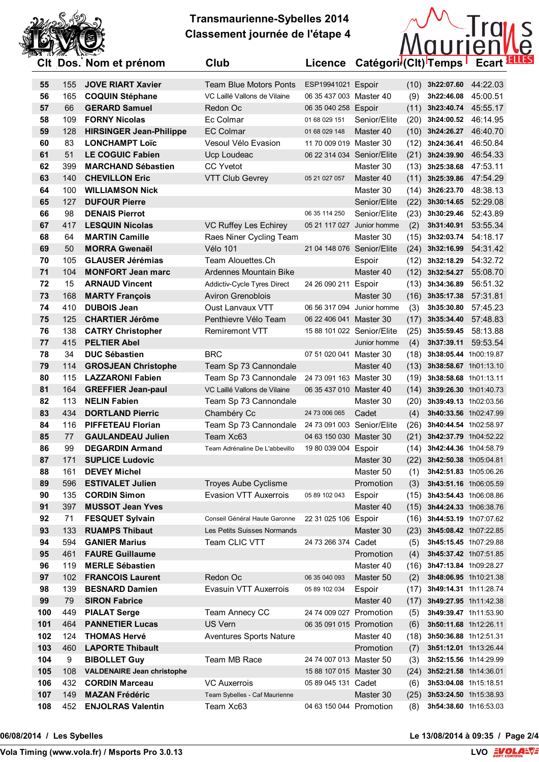# Transmaurienne-Sybelles 2014
## Classement journée de l'étape 4

| Clt | Dos. | Nom et prénom | Club | Licence | Catégorie | (Clt) | Temps | Ecart |
|---|---|---|---|---|---|---|---|---|
| 55 | 155 | **JOVE RIART Xavier** | Team Blue Motors Ponts | ESP19941021 | Espoir | (10) | 3h22:07.60 | 44:22.03 |
| 56 | 165 | **COQUIN Stéphane** | VC Laillé Vallons de Vilaine | 06 35 437 003 | Master 40 | (9) | 3h22:46.08 | 45:00.51 |
| 57 | 66 | **GERARD Samuel** | Redon Oc | 06 35 040 258 | Espoir | (11) | 3h23:40.74 | 45:55.17 |
| 58 | 109 | **FORNY Nicolas** | Ec Colmar | 01 68 029 151 | Senior/Elite | (20) | 3h24:00.52 | 46:14.95 |
| 59 | 128 | **HIRSINGER Jean-Philippe** | EC Colmar | 01 68 029 148 | Master 40 | (10) | 3h24:26.27 | 46:40.70 |
| 60 | 83 | **LONCHAMPT Loïc** | Vesoul Vélo Evasion | 11 70 009 019 | Master 30 | (12) | 3h24:36.41 | 46:50.84 |
| 61 | 51 | **LE COGUIC Fabien** | Ucp Loudeac | 06 22 314 034 | Senior/Elite | (21) | 3h24:39.90 | 46:54.33 |
| 62 | 399 | **MARCHAND Sébastien** | CC Yvetot | | Master 30 | (13) | 3h25:38.68 | 47:53.11 |
| 63 | 140 | **CHEVILLON Eric** | VTT Club Gevrey | 05 21 027 057 | Master 40 | (11) | 3h25:39.86 | 47:54.29 |
| 64 | 100 | **WILLIAMSON Nick** | | | Master 30 | (14) | 3h26:23.70 | 48:38.13 |
| 65 | 127 | **DUFOUR Pierre** | | | Senior/Elite | (22) | 3h30:14.65 | 52:29.08 |
| 66 | 98 | **DENAIS Pierrot** | | 06 35 114 250 | Senior/Elite | (23) | 3h30:29.46 | 52:43.89 |
| 67 | 417 | **LESQUIN Nicolas** | VC Ruffey Les Echirey | 05 21 117 027 | Junior homme | (2) | 3h31:40.91 | 53:55.34 |
| 68 | 64 | **MARTIN Camille** | Raes Niner Cycling Team | | Master 30 | (15) | 3h32:03.74 | 54:18.17 |
| 69 | 50 | **MORRA Gwenaël** | Vélo 101 | 21 04 148 076 | Senior/Elite | (24) | 3h32:16.99 | 54:31.42 |
| 70 | 105 | **GLAUSER Jérémias** | Team Alouettes.Ch | | Espoir | (12) | 3h32:18.29 | 54:32.72 |
| 71 | 104 | **MONFORT Jean marc** | Ardennes Mountain Bike | | Master 40 | (12) | 3h32:54.27 | 55:08.70 |
| 72 | 15 | **ARNAUD Vincent** | Addictiv-Cycle Tyres Direct | 24 26 090 211 | Espoir | (13) | 3h34:36.89 | 56:51.32 |
| 73 | 168 | **MARTY François** | Aviron Grenoblois | | Master 30 | (16) | 3h35:17.38 | 57:31.81 |
| 74 | 410 | **DUBOIS Jean** | Oust Lanvaux VTT | 06 56 317 094 | Junior homme | (3) | 3h35:30.80 | 57:45.23 |
| 75 | 125 | **CHARTIER Jérôme** | Penthievre Vélo Team | 06 22 406 041 | Master 30 | (17) | 3h35:34.40 | 57:48.83 |
| 76 | 138 | **CATRY Christopher** | Remiremont VTT | 15 88 101 022 | Senior/Elite | (25) | 3h35:59.45 | 58:13.88 |
| 77 | 415 | **PELTIER Abel** | | | Junior homme | (4) | 3h37:39.11 | 59:53.54 |
| 78 | 34 | **DUC Sébastien** | BRC | 07 51 020 041 | Master 30 | (18) | 3h38:05.44 | 1h00:19.87 |
| 79 | 114 | **GROSJEAN Christophe** | Team Sp 73 Cannondale | | Master 40 | (13) | 3h38:58.67 | 1h01:13.10 |
| 80 | 115 | **LAZZARONI Fabien** | Team Sp 73 Cannondale | 24 73 091 163 | Master 30 | (19) | 3h38:58.68 | 1h01:13.11 |
| 81 | 164 | **GREFFIER Jean-paul** | VC Laillé Vallons de Vilaine | 06 35 437 010 | Master 40 | (14) | 3h39:26.30 | 1h01:40.73 |
| 82 | 113 | **NELIN Fabien** | Team Sp 73 Cannondale | | Master 30 | (20) | 3h39:49.13 | 1h02:03.56 |
| 83 | 434 | **DORTLAND Pierric** | Chambéry Cc | 24 73 006 065 | Cadet | (4) | 3h40:33.56 | 1h02:47.99 |
| 84 | 116 | **PIFFETEAU Florian** | Team Sp 73 Cannondale | 24 73 091 003 | Senior/Elite | (26) | 3h40:44.54 | 1h02:58.97 |
| 85 | 77 | **GAULANDEAU Julien** | Team Xc63 | 04 63 150 030 | Master 30 | (21) | 3h42:37.79 | 1h04:52.22 |
| 86 | 99 | **DEGARDIN Armand** | Team Adrénaline De L'abbevillo | 19 80 039 004 | Espoir | (14) | 3h42:44.36 | 1h04:58.79 |
| 87 | 171 | **SUPLICE Ludovic** | | | Master 30 | (22) | 3h42:50.38 | 1h05:04.81 |
| 88 | 161 | **DEVEY Michel** | | | Master 50 | (1) | 3h42:51.83 | 1h05:06.26 |
| 89 | 596 | **ESTIVALET Julien** | Troyes Aube Cyclisme | | Promotion | (3) | 3h43:51.16 | 1h06:05.59 |
| 90 | 135 | **CORDIN Simon** | Evasion VTT Auxerrois | 05 89 102 043 | Espoir | (15) | 3h43:54.43 | 1h06:08.86 |
| 91 | 397 | **MUSSOT Jean Yves** | | | Master 40 | (15) | 3h44:24.33 | 1h06:38.76 |
| 92 | 71 | **FESQUET Sylvain** | Conseil Général Haute Garonne | 22 31 025 106 | Espoir | (16) | 3h44:53.19 | 1h07:07.62 |
| 93 | 133 | **RUAMPS Thibaut** | Les Petits Suisses Normands | | Master 30 | (23) | 3h45:08.42 | 1h07:22.85 |
| 94 | 594 | **GANIER Marius** | Team CLIC VTT | 24 73 266 374 | Cadet | (5) | 3h45:15.45 | 1h07:29.88 |
| 95 | 461 | **FAURE Guillaume** | | | Promotion | (4) | 3h45:37.42 | 1h07:51.85 |
| 96 | 119 | **MERLE Sébastien** | | | Master 40 | (16) | 3h47:13.84 | 1h09:28.27 |
| 97 | 102 | **FRANCOIS Laurent** | Redon Oc | 06 35 040 093 | Master 50 | (2) | 3h48:06.95 | 1h10:21.38 |
| 98 | 139 | **BESNARD Damien** | Evasuin VTT Auxerrois | 05 89 102 034 | Espoir | (17) | 3h49:14.31 | 1h11:28.74 |
| 99 | 79 | **SIRON Fabrice** | | | Master 40 | (17) | 3h49:27.95 | 1h11:42.38 |
| 100 | 449 | **PIALAT Serge** | Team Annecy CC | 24 74 009 027 | Promotion | (5) | 3h49:39.47 | 1h11:53.90 |
| 101 | 464 | **PANNETIER Lucas** | US Vern | 06 35 091 015 | Promotion | (6) | 3h50:11.68 | 1h12:26.11 |
| 102 | 124 | **THOMAS Hervé** | Aventures Sports Nature | | Master 40 | (18) | 3h50:36.88 | 1h12:51.31 |
| 103 | 460 | **LAPORTE Thibault** | | | Promotion | (7) | 3h51:12.01 | 1h13:26.44 |
| 104 | 9 | **BIBOLLET Guy** | Team MB Race | 24 74 007 013 | Master 50 | (3) | 3h52:15.56 | 1h14:29.99 |
| 105 | 108 | **VALDENAIRE Jean christophe** | | 15 88 107 015 | Master 30 | (24) | 3h52:21.58 | 1h14:36.01 |
| 106 | 432 | **CORDIN Marceau** | VC Auxerrois | 05 89 045 131 | Cadet | (6) | 3h53:04.08 | 1h15:18.51 |
| 107 | 149 | **MAZAN Frédéric** | Team Sybelles - Caf Maurienne | | Master 30 | (25) | 3h53:24.50 | 1h15:38.93 |
| 108 | 452 | **ENJOLRAS Valentin** | Team Xc63 | 04 63 150 044 | Promotion | (8) | 3h54:38.60 | 1h16:53.03 |

06/08/2014 / Les Sybelles — Le 13/08/2014 à 09:35

Vola Timing (www.vola.fr) / Msports Pro 3.0.13 — LVO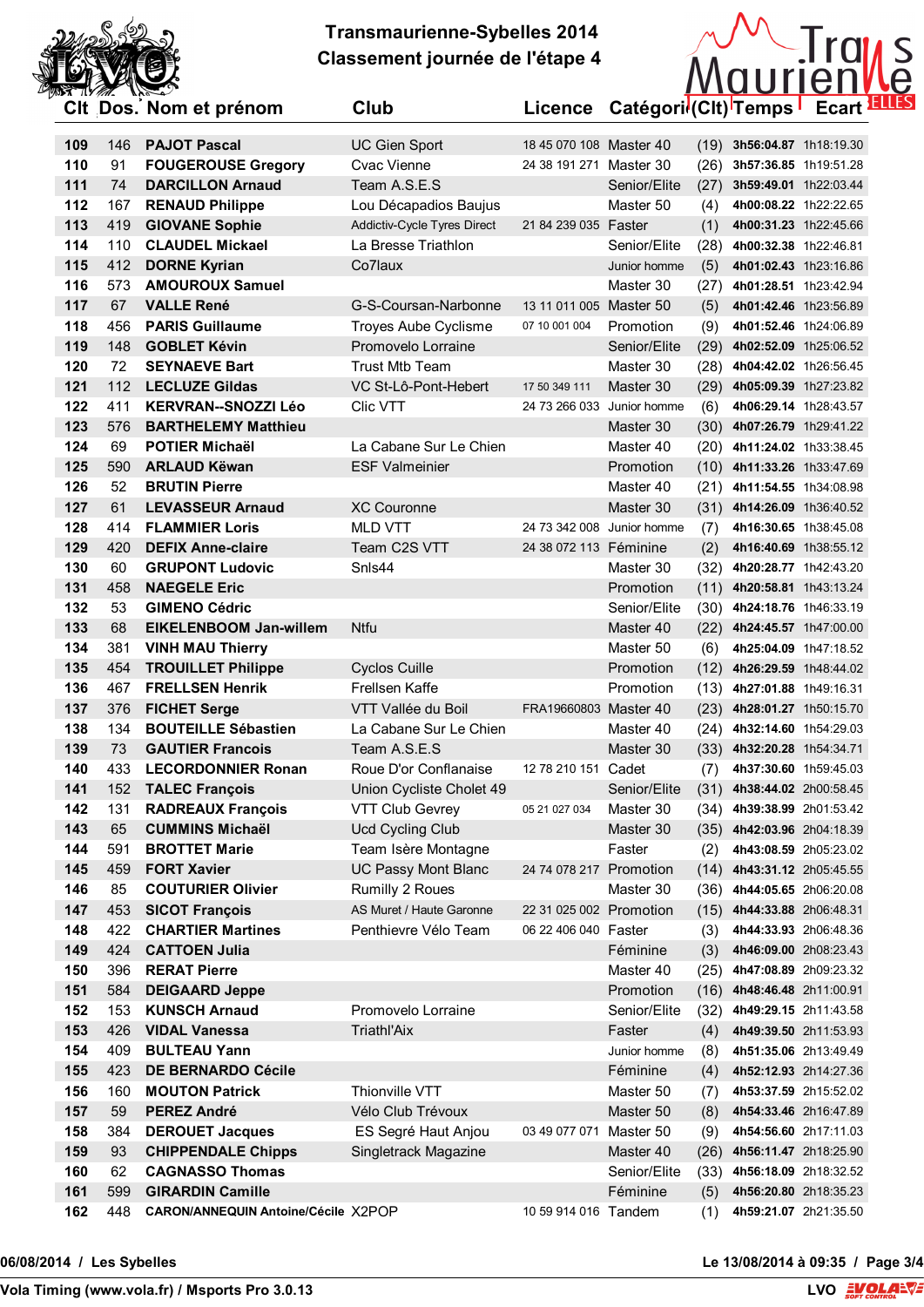# Transmaurienne-Sybelles 2014

## Classement journée de l'étape 4

| Clt | Dos. | Nom et prénom | Club | Licence | Catégorie | (Clt) | Temps | Ecart |
|---|---|---|---|---|---|---|---|---|
| 109 | 146 | **PAJOT Pascal** | UC Gien Sport | 18 45 070 108 | Master 40 | (19) | **3h56:04.87** | 1h18:19.30 |
| 110 | 91 | **FOUGEROUSE Gregory** | Cvac Vienne | 24 38 191 271 | Master 30 | (26) | **3h57:36.85** | 1h19:51.28 |
| 111 | 74 | **DARCILLON Arnaud** | Team A.S.E.S | | Senior/Elite | (27) | **3h59:49.01** | 1h22:03.44 |
| 112 | 167 | **RENAUD Philippe** | Lou Décapadios Baujus | | Master 50 | (4) | **4h00:08.22** | 1h22:22.65 |
| 113 | 419 | **GIOVANE Sophie** | Addictiv-Cycle Tyres Direct | 21 84 239 035 | Faster | (1) | **4h00:31.23** | 1h22:45.66 |
| 114 | 110 | **CLAUDEL Mickael** | La Bresse Triathlon | | Senior/Elite | (28) | **4h00:32.38** | 1h22:46.81 |
| 115 | 412 | **DORNE Kyrian** | Co7laux | | Junior homme | (5) | **4h01:02.43** | 1h23:16.86 |
| 116 | 573 | **AMOUROUX Samuel** | | | Master 30 | (27) | **4h01:28.51** | 1h23:42.94 |
| 117 | 67 | **VALLE René** | G-S-Coursan-Narbonne | 13 11 011 005 | Master 50 | (5) | **4h01:42.46** | 1h23:56.89 |
| 118 | 456 | **PARIS Guillaume** | Troyes Aube Cyclisme | 07 10 001 004 | Promotion | (9) | **4h01:52.46** | 1h24:06.89 |
| 119 | 148 | **GOBLET Kévin** | Promovelo Lorraine | | Senior/Elite | (29) | **4h02:52.09** | 1h25:06.52 |
| 120 | 72 | **SEYNAEVE Bart** | Trust Mtb Team | | Master 30 | (28) | **4h04:42.02** | 1h26:56.45 |
| 121 | 112 | **LECLUZE Gildas** | VC St-Lô-Pont-Hebert | 17 50 349 111 | Master 30 | (29) | **4h05:09.39** | 1h27:23.82 |
| 122 | 411 | **KERVRAN--SNOZZI Léo** | Clic VTT | 24 73 266 033 | Junior homme | (6) | **4h06:29.14** | 1h28:43.57 |
| 123 | 576 | **BARTHELEMY Matthieu** | | | Master 30 | (30) | **4h07:26.79** | 1h29:41.22 |
| 124 | 69 | **POTIER Michaël** | La Cabane Sur Le Chien | | Master 40 | (20) | **4h11:24.02** | 1h33:38.45 |
| 125 | 590 | **ARLAUD Këwan** | ESF Valmeinier | | Promotion | (10) | **4h11:33.26** | 1h33:47.69 |
| 126 | 52 | **BRUTIN Pierre** | | | Master 40 | (21) | **4h11:54.55** | 1h34:08.98 |
| 127 | 61 | **LEVASSEUR Arnaud** | XC Couronne | | Master 30 | (31) | **4h14:26.09** | 1h36:40.52 |
| 128 | 414 | **FLAMMIER Loris** | MLD VTT | 24 73 342 008 | Junior homme | (7) | **4h16:30.65** | 1h38:45.08 |
| 129 | 420 | **DEFIX Anne-claire** | Team C2S VTT | 24 38 072 113 | Féminine | (2) | **4h16:40.69** | 1h38:55.12 |
| 130 | 60 | **GRUPONT Ludovic** | Snls44 | | Master 30 | (32) | **4h20:28.77** | 1h42:43.20 |
| 131 | 458 | **NAEGELE Eric** | | | Promotion | (11) | **4h20:58.81** | 1h43:13.24 |
| 132 | 53 | **GIMENO Cédric** | | | Senior/Elite | (30) | **4h24:18.76** | 1h46:33.19 |
| 133 | 68 | **EIKELENBOOM Jan-willem** | Ntfu | | Master 40 | (22) | **4h24:45.57** | 1h47:00.00 |
| 134 | 381 | **VINH MAU Thierry** | | | Master 50 | (6) | **4h25:04.09** | 1h47:18.52 |
| 135 | 454 | **TROUILLET Philippe** | Cyclos Cuille | | Promotion | (12) | **4h26:29.59** | 1h48:44.02 |
| 136 | 467 | **FRELLSEN Henrik** | Frellsen Kaffe | | Promotion | (13) | **4h27:01.88** | 1h49:16.31 |
| 137 | 376 | **FICHET Serge** | VTT Vallée du Boil | FRA19660803 | Master 40 | (23) | **4h28:01.27** | 1h50:15.70 |
| 138 | 134 | **BOUTEILLE Sébastien** | La Cabane Sur Le Chien | | Master 40 | (24) | **4h32:14.60** | 1h54:29.03 |
| 139 | 73 | **GAUTIER Francois** | Team A.S.E.S | | Master 30 | (33) | **4h32:20.28** | 1h54:34.71 |
| 140 | 433 | **LECORDONNIER Ronan** | Roue D'or Conflanaise | 12 78 210 151 | Cadet | (7) | **4h37:30.60** | 1h59:45.03 |
| 141 | 152 | **TALEC François** | Union Cycliste Cholet 49 | | Senior/Elite | (31) | **4h38:44.02** | 2h00:58.45 |
| 142 | 131 | **RADREAUX François** | VTT Club Gevrey | 05 21 027 034 | Master 30 | (34) | **4h39:38.99** | 2h01:53.42 |
| 143 | 65 | **CUMMINS Michaël** | Ucd Cycling Club | | Master 30 | (35) | **4h42:03.96** | 2h04:18.39 |
| 144 | 591 | **BROTTET Marie** | Team Isère Montagne | | Faster | (2) | **4h43:08.59** | 2h05:23.02 |
| 145 | 459 | **FORT Xavier** | UC Passy Mont Blanc | 24 74 078 217 | Promotion | (14) | **4h43:31.12** | 2h05:45.55 |
| 146 | 85 | **COUTURIER Olivier** | Rumilly 2 Roues | | Master 30 | (36) | **4h44:05.65** | 2h06:20.08 |
| 147 | 453 | **SICOT François** | AS Muret / Haute Garonne | 22 31 025 002 | Promotion | (15) | **4h44:33.88** | 2h06:48.31 |
| 148 | 422 | **CHARTIER Martines** | Penthievre Vélo Team | 06 22 406 040 | Faster | (3) | **4h44:33.93** | 2h06:48.36 |
| 149 | 424 | **CATTOEN Julia** | | | Féminine | (3) | **4h46:09.00** | 2h08:23.43 |
| 150 | 396 | **RERAT Pierre** | | | Master 40 | (25) | **4h47:08.89** | 2h09:23.32 |
| 151 | 584 | **DEIGAARD Jeppe** | | | Promotion | (16) | **4h48:46.48** | 2h11:00.91 |
| 152 | 153 | **KUNSCH Arnaud** | Promovelo Lorraine | | Senior/Elite | (32) | **4h49:29.15** | 2h11:43.58 |
| 153 | 426 | **VIDAL Vanessa** | Triathl'Aix | | Faster | (4) | **4h49:39.50** | 2h11:53.93 |
| 154 | 409 | **BULTEAU Yann** | | | Junior homme | (8) | **4h51:35.06** | 2h13:49.49 |
| 155 | 423 | **DE BERNARDO Cécile** | | | Féminine | (4) | **4h52:12.93** | 2h14:27.36 |
| 156 | 160 | **MOUTON Patrick** | Thionville VTT | | Master 50 | (7) | **4h53:37.59** | 2h15:52.02 |
| 157 | 59 | **PEREZ André** | Vélo Club Trévoux | | Master 50 | (8) | **4h54:33.46** | 2h16:47.89 |
| 158 | 384 | **DEROUET Jacques** | ES Segré Haut Anjou | 03 49 077 071 | Master 50 | (9) | **4h54:56.60** | 2h17:11.03 |
| 159 | 93 | **CHIPPENDALE Chipps** | Singletrack Magazine | | Master 40 | (26) | **4h56:11.47** | 2h18:25.90 |
| 160 | 62 | **CAGNASSO Thomas** | | | Senior/Elite | (33) | **4h56:18.09** | 2h18:32.52 |
| 161 | 599 | **GIRARDIN Camille** | | | Féminine | (5) | **4h56:20.80** | 2h18:35.23 |
| 162 | 448 | **CARON/ANNEQUIN Antoine/Cécile** | X2POP | 10 59 914 016 | Tandem | (1) | **4h59:21.07** | 2h21:35.50 |

06/08/2014 / Les Sybelles — Le 13/08/2014 à 09:35

Vola Timing (www.vola.fr) / Msports Pro 3.0.13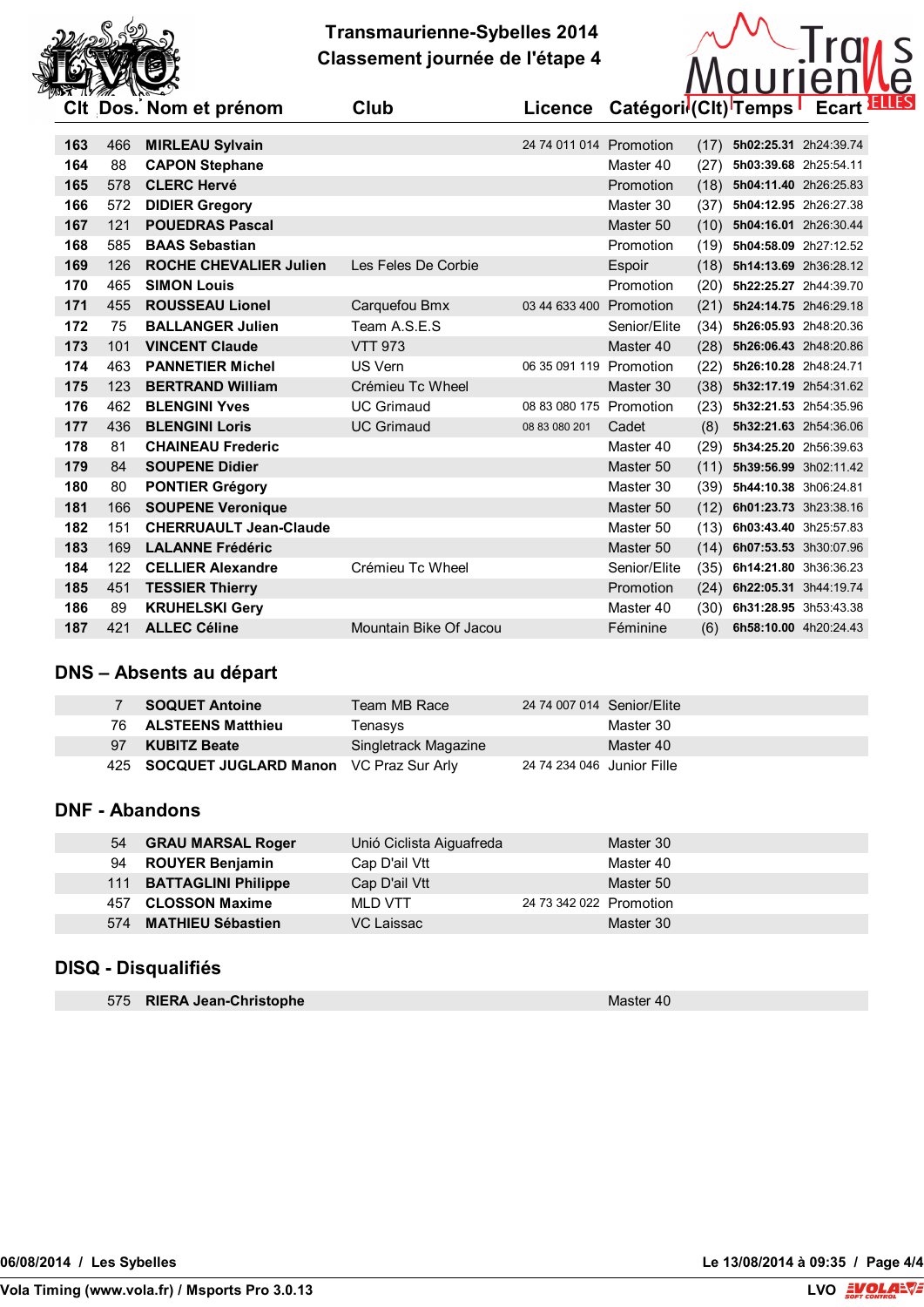**Transmaurienne-Sybelles 2014**
**Classement journée de l'étape 4**

| Clt | Dos. | Nom et prénom | Club | Licence | Catégorie | (Clt) | Temps | Ecart |
|---|---|---|---|---|---|---|---|---|
| 163 | 466 | **MIRLEAU Sylvain** | | 24 74 011 014 | Promotion | (17) | **5h02:25.31** | 2h24:39.74 |
| 164 | 88 | **CAPON Stephane** | | | Master 40 | (27) | **5h03:39.68** | 2h25:54.11 |
| 165 | 578 | **CLERC Hervé** | | | Promotion | (18) | **5h04:11.40** | 2h26:25.83 |
| 166 | 572 | **DIDIER Gregory** | | | Master 30 | (37) | **5h04:12.95** | 2h26:27.38 |
| 167 | 121 | **POUEDRAS Pascal** | | | Master 50 | (10) | **5h04:16.01** | 2h26:30.44 |
| 168 | 585 | **BAAS Sebastian** | | | Promotion | (19) | **5h04:58.09** | 2h27:12.52 |
| 169 | 126 | **ROCHE CHEVALIER Julien** | Les Feles De Corbie | | Espoir | (18) | **5h14:13.69** | 2h36:28.12 |
| 170 | 465 | **SIMON Louis** | | | Promotion | (20) | **5h22:25.27** | 2h44:39.70 |
| 171 | 455 | **ROUSSEAU Lionel** | Carquefou Bmx | 03 44 633 400 | Promotion | (21) | **5h24:14.75** | 2h46:29.18 |
| 172 | 75 | **BALLANGER Julien** | Team A.S.E.S | | Senior/Elite | (34) | **5h26:05.93** | 2h48:20.36 |
| 173 | 101 | **VINCENT Claude** | VTT 973 | | Master 40 | (28) | **5h26:06.43** | 2h48:20.86 |
| 174 | 463 | **PANNETIER Michel** | US Vern | 06 35 091 119 | Promotion | (22) | **5h26:10.28** | 2h48:24.71 |
| 175 | 123 | **BERTRAND William** | Crémieu Tc Wheel | | Master 30 | (38) | **5h32:17.19** | 2h54:31.62 |
| 176 | 462 | **BLENGINI Yves** | UC Grimaud | 08 83 080 175 | Promotion | (23) | **5h32:21.53** | 2h54:35.96 |
| 177 | 436 | **BLENGINI Loris** | UC Grimaud | 08 83 080 201 | Cadet | (8) | **5h32:21.63** | 2h54:36.06 |
| 178 | 81 | **CHAINEAU Frederic** | | | Master 40 | (29) | **5h34:25.20** | 2h56:39.63 |
| 179 | 84 | **SOUPENE Didier** | | | Master 50 | (11) | **5h39:56.99** | 3h02:11.42 |
| 180 | 80 | **PONTIER Grégory** | | | Master 30 | (39) | **5h44:10.38** | 3h06:24.81 |
| 181 | 166 | **SOUPENE Veronique** | | | Master 50 | (12) | **6h01:23.73** | 3h23:38.16 |
| 182 | 151 | **CHERRUAULT Jean-Claude** | | | Master 50 | (13) | **6h03:43.40** | 3h25:57.83 |
| 183 | 169 | **LALANNE Frédéric** | | | Master 50 | (14) | **6h07:53.53** | 3h30:07.96 |
| 184 | 122 | **CELLIER Alexandre** | Crémieu Tc Wheel | | Senior/Elite | (35) | **6h14:21.80** | 3h36:36.23 |
| 185 | 451 | **TESSIER Thierry** | | | Promotion | (24) | **6h22:05.31** | 3h44:19.74 |
| 186 | 89 | **KRUHELSKI Gery** | | | Master 40 | (30) | **6h31:28.95** | 3h53:43.38 |
| 187 | 421 | **ALLEC Céline** | Mountain Bike Of Jacou | | Féminine | (6) | **6h58:10.00** | 4h20:24.43 |

## DNS – Absents au départ

| Dos. | Nom et prénom | Club | Licence | Catégorie |
|---|---|---|---|---|
| 7 | **SOQUET Antoine** | Team MB Race | 24 74 007 014 | Senior/Elite |
| 76 | **ALSTEENS Matthieu** | Tenasys | | Master 30 |
| 97 | **KUBITZ Beate** | Singletrack Magazine | | Master 40 |
| 425 | **SOCQUET JUGLARD Manon** | VC Praz Sur Arly | 24 74 234 046 | Junior Fille |

## DNF - Abandons

| Dos. | Nom et prénom | Club | Licence | Catégorie |
|---|---|---|---|---|
| 54 | **GRAU MARSAL Roger** | Unió Ciclista Aiguafreda | | Master 30 |
| 94 | **ROUYER Benjamin** | Cap D'ail Vtt | | Master 40 |
| 111 | **BATTAGLINI Philippe** | Cap D'ail Vtt | | Master 50 |
| 457 | **CLOSSON Maxime** | MLD VTT | 24 73 342 022 | Promotion |
| 574 | **MATHIEU Sébastien** | VC Laissac | | Master 30 |

## DISQ - Disqualifiés

| Dos. | Nom et prénom | Club | Licence | Catégorie |
|---|---|---|---|---|
| 575 | **RIERA Jean-Christophe** | | | Master 40 |

06/08/2014 / Les Sybelles — Le 13/08/2014 à 09:35

Vola Timing (www.vola.fr) / Msports Pro 3.0.13 — LVO